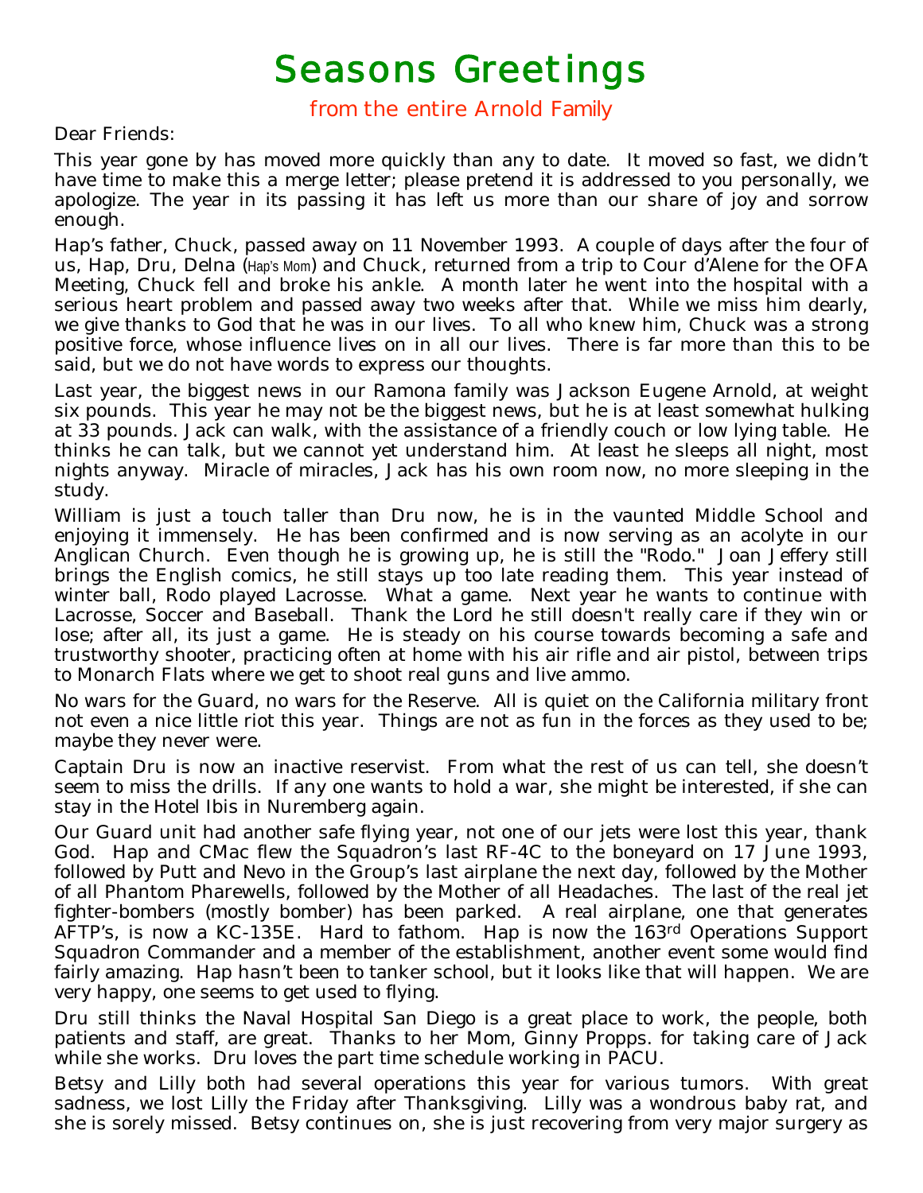# Seasons Greetings

from the entire Arnold Family

Dear Friends:

This year gone by has moved more quickly than any to date. It moved so fast, we didn't have time to make this a merge letter; please pretend it is addressed to you personally, we apologize. The year in its passing it has left us more than our share of joy and sorrow enough.

Hap's father, Chuck, passed away on 11 November 1993. A couple of days after the four of us, Hap, Dru, Delna (Hap's Mom) and Chuck, returned from a trip to Cour d'Alene for the OFA Meeting, Chuck fell and broke his ankle. A month later he went into the hospital with a serious heart problem and passed away two weeks after that. While we miss him dearly, we give thanks to God that he was in our lives. To all who knew him, Chuck was a strong positive force, whose influence lives on in all our lives. There is far more than this to be said, but we do not have words to express our thoughts.

Last year, the biggest news in our Ramona family was Jackson Eugene Arnold, at weight six pounds. This year he may not be the biggest news, but he is at least somewhat hulking at 33 pounds. Jack can walk, with the assistance of a friendly couch or low lying table. He thinks he can talk, but we cannot yet understand him. At least he sleeps all night, most nights anyway. Miracle of miracles, Jack has his own room now, no more sleeping in the study.

William is just a touch taller than Dru now, he is in the vaunted Middle School and enjoying it immensely. He has been confirmed and is now serving as an acolyte in our Anglican Church. Even though he is growing up, he is still the "Rodo." Joan Jeffery still brings the English comics, he still stays up too late reading them. This year instead of winter ball, Rodo played Lacrosse. What a game. Next year he wants to continue with Lacrosse, Soccer and Baseball. Thank the Lord he still doesn't really care if they win or lose; after all, its just a game. He is steady on his course towards becoming a safe and trustworthy shooter, practicing often at home with his air rifle and air pistol, between trips to Monarch Flats where we get to shoot real guns and live ammo.

No wars for the Guard, no wars for the Reserve. All is quiet on the California military front not even a nice little riot this year. Things are not as fun in the forces as they used to be; maybe they never were.

Captain Dru is now an inactive reservist. From what the rest of us can tell, she doesn't seem to miss the drills. If any one wants to hold a war, she might be interested, if she can stay in the Hotel Ibis in Nuremberg again.

Our Guard unit had another safe flying year, not one of our jets were lost this year, thank God. Hap and CMac flew the Squadron's last RF-4C to the boneyard on 17 June 1993, followed by Putt and Nevo in the Group's last airplane the next day, followed by the Mother of all Phantom Pharewells, followed by the Mother of all Headaches. The last of the real jet fighter-bombers (mostly bomber) has been parked. A real airplane, one that generates AFTP's, is now a KC-135E. Hard to fathom. Hap is now the 163rd Operations Support Squadron Commander and a member of the establishment, another event some would find fairly amazing. Hap hasn't been to tanker school, but it looks like that will happen. We are very happy, one seems to get used to flying.

Dru still thinks the Naval Hospital San Diego is a great place to work, the people, both patients and staff, are great. Thanks to her Mom, Ginny Propps. for taking care of Jack while she works. Dru loves the part time schedule working in PACU.

Betsy and Lilly both had several operations this year for various tumors. With great sadness, we lost Lilly the Friday after Thanksgiving. Lilly was a wondrous baby rat, and she is sorely missed. Betsy continues on, she is just recovering from very major surgery as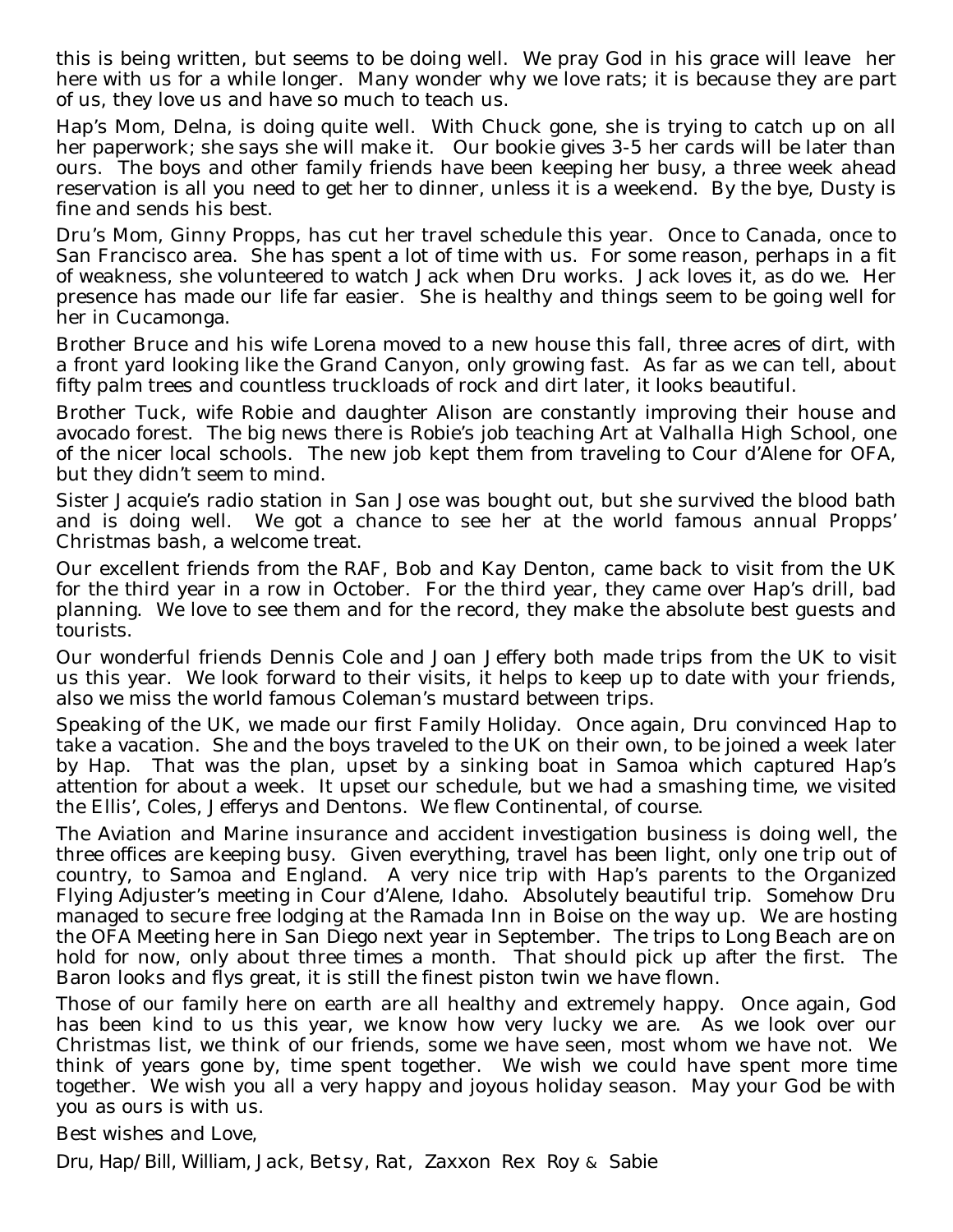this is being written, but seems to be doing well. We pray God in his grace will leave her here with us for a while longer. Many wonder why we love rats; it is because they are part of us, they love us and have so much to teach us.

Hap's Mom, Delna, is doing quite well. With Chuck gone, she is trying to catch up on all her paperwork; she says she will make it. Our bookie gives 3-5 her cards will be later than ours. The boys and other family friends have been keeping her busy, a three week ahead reservation is all you need to get her to dinner, unless it is a weekend. By the bye, Dusty is fine and sends his best.

Dru's Mom, Ginny Propps, has cut her travel schedule this year. Once to Canada, once to San Francisco area. She has spent a lot of time with us. For some reason, perhaps in a fit of weakness, she volunteered to watch Jack when Dru works. Jack loves it, as do we. Her presence has made our life far easier. She is healthy and things seem to be going well for her in Cucamonga.

Brother Bruce and his wife Lorena moved to a new house this fall, three acres of dirt, with a front yard looking like the Grand Canyon, only growing fast. As far as we can tell, about fifty palm trees and countless truckloads of rock and dirt later, it looks beautiful.

Brother Tuck, wife Robie and daughter Alison are constantly improving their house and avocado forest. The big news there is Robie's job teaching Art at Valhalla High School, one of the nicer local schools. The new job kept them from traveling to Cour d'Alene for OFA, but they didn't seem to mind.

Sister Jacquie's radio station in San Jose was bought out, but she survived the blood bath and is doing well. We got a chance to see her at the world famous annual Propps' Christmas bash, a welcome treat.

Our excellent friends from the RAF, Bob and Kay Denton, came back to visit from the UK for the third year in a row in October. For the third year, they came over Hap's drill, bad planning. We love to see them and for the record, they make the absolute best guests and tourists.

Our wonderful friends Dennis Cole and Joan Jeffery both made trips from the UK to visit us this year. We look forward to their visits, it helps to keep up to date with your friends, also we miss the world famous Coleman's mustard between trips.

Speaking of the UK, we made our first Family Holiday. Once again, Dru convinced Hap to take a vacation. She and the boys traveled to the UK on their own, to be joined a week later by Hap. That was the plan, upset by a sinking boat in Samoa which captured Hap's attention for about a week. It upset our schedule, but we had a smashing time, we visited the Ellis', Coles, Jefferys and Dentons. We flew Continental, of course.

The Aviation and Marine insurance and accident investigation business is doing well, the three offices are keeping busy. Given everything, travel has been light, only one trip out of country, to Samoa and England. A very nice trip with Hap's parents to the Organized Flying Adjuster's meeting in Cour d'Alene, Idaho. Absolutely beautiful trip. Somehow Dru managed to secure free lodging at the Ramada Inn in Boise on the way up. We are hosting the OFA Meeting here in San Diego next year in September. The trips to Long Beach are on hold for now, only about three times a month. That should pick up after the first. The Baron looks and flys great, it is still the finest piston twin we have flown.

Those of our family here on earth are all healthy and extremely happy. Once again, God has been kind to us this year, we know how very lucky we are. As we look over our Christmas list, we think of our friends, some we have seen, most whom we have not. We think of years gone by, time spent together. We wish we could have spent more time together. We wish you all a very happy and joyous holiday season. May your God be with you as ours is with us.

Best wishes and Love,

Dru, Hap/Bill, William, Jack, Betsy, Rat, Zaxxon Rex Roy & Sabie